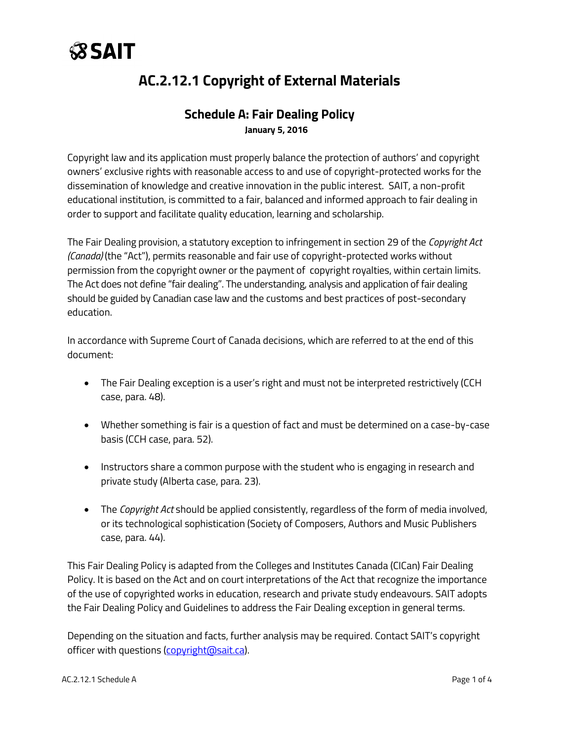SAIT

# AC.2.12.1 Copyright of External Materials

## Schedule A: Fair Dealing Policy

**January 5, 2016**

Copyright law and its application must properly balance the protection of authors' and copyright owners' exclusive rights with reasonable access to and use of copyright-protected works for the dissemination of knowledge and creative innovation in the public interest. SAIT, a non-profit educational institution, is committed to a fair, balanced and informed approach to fair dealing in order to support and facilitate quality education, learning and scholarship.

The Fair Dealing provision, a statutory exception to infringement in section 29 of the *Copyright Act (Canada)* (the "Act"), permits reasonable and fair use of copyright-protected works without permission from the copyright owner or the payment of copyright royalties, within certain limits. The Act does not define "fair dealing". The understanding, analysis and application of fair dealing should be guided by Canadian case law and the customs and best practices of post-secondary education.

In accordance with Supreme Court of Canada decisions, which are referred to at the end of this document:

- The Fair Dealing exception is a user's right and must not be interpreted restrictively (CCH case, para. 48).
- Whether something is fair is a question of fact and must be determined on a case-by-case basis (CCH case, para. 52).
- Instructors share a common purpose with the student who is engaging in research and private study (Alberta case, para. 23).
- The *Copyright Act* should be applied consistently, regardless of the form of media involved, or its technological sophistication (Society of Composers, Authors and Music Publishers case, para. 44).

This Fair Dealing Policy is adapted from the Colleges and Institutes Canada (CICan) Fair Dealing Policy. It is based on the Act and on court interpretations of the Act that recognize the importance of the use of copyrighted works in education, research and private study endeavours. SAIT adopts the Fair Dealing Policy and Guidelines to address the Fair Dealing exception in general terms.

Depending on the situation and facts, further analysis may be required. Contact SAIT's copyright officer with questions (copyright@sait.ca).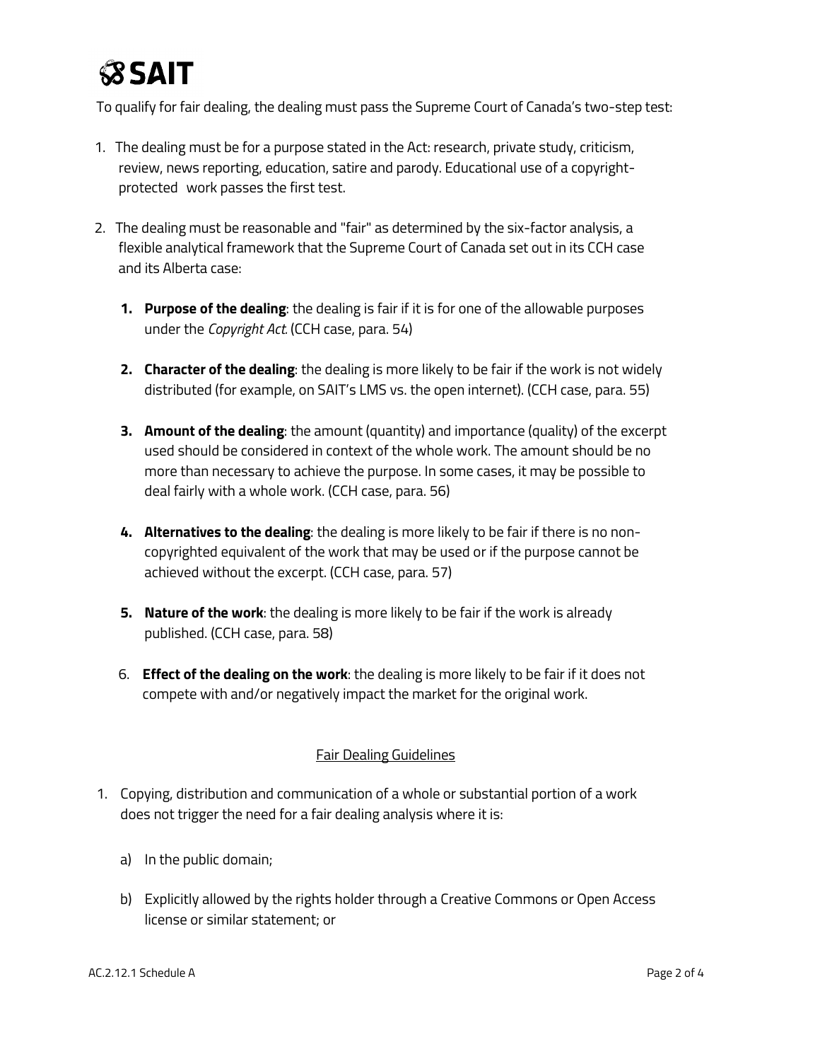To qualify for fair dealing, the dealing must pass the Supreme Court of Canada's two-step test:

1. The dealing must be for a purpose stated in the Act: research, private study, criticism, review, news reporting, education, satire and parody. Educational use of a copyright-protected work passes the first test.

2. The dealing must be reasonable and "fair" as determined by the six-factor analysis, a flexible analytical framework that the Supreme Court of Canada set out in its CCH case and its Alberta case:

   1. **Purpose of the dealing**: the dealing is fair if it is for one of the allowable purposes under the *Copyright Act*. (CCH case, para. 54)

   2. **Character of the dealing**: the dealing is more likely to be fair if the work is not widely distributed (for example, on SAIT's LMS vs. the open internet). (CCH case, para. 55)

   3. **Amount of the dealing**: the amount (quantity) and importance (quality) of the excerpt used should be considered in context of the whole work. The amount should be no more than necessary to achieve the purpose. In some cases, it may be possible to deal fairly with a whole work. (CCH case, para. 56)

   4. **Alternatives to the dealing**: the dealing is more likely to be fair if there is no non-copyrighted equivalent of the work that may be used or if the purpose cannot be achieved without the excerpt. (CCH case, para. 57)

   5. **Nature of the work**: the dealing is more likely to be fair if the work is already published. (CCH case, para. 58)

   6. **Effect of the dealing on the work**: the dealing is more likely to be fair if it does not compete with and/or negatively impact the market for the original work.

## Fair Dealing Guidelines

1. Copying, distribution and communication of a whole or substantial portion of a work does not trigger the need for a fair dealing analysis where it is:

   a) In the public domain;

   b) Explicitly allowed by the rights holder through a Creative Commons or Open Access license or similar statement; or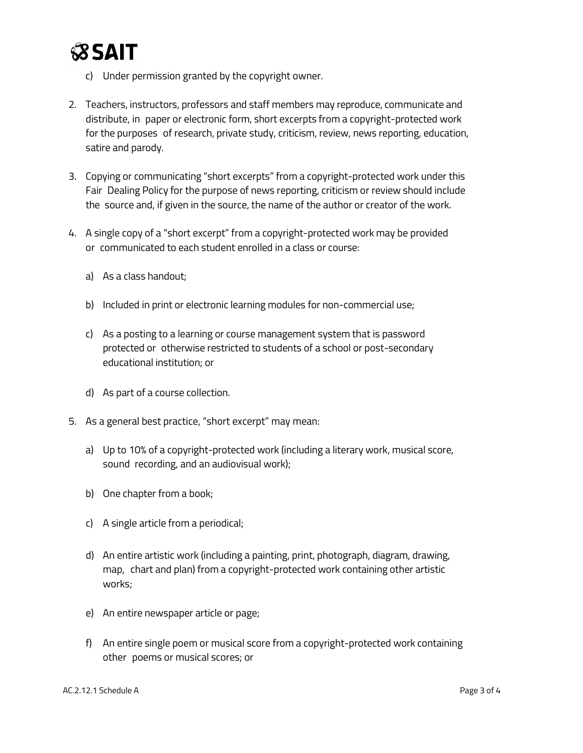c) Under permission granted by the copyright owner.

2. Teachers, instructors, professors and staff members may reproduce, communicate and distribute, in paper or electronic form, short excerpts from a copyright-protected work for the purposes of research, private study, criticism, review, news reporting, education, satire and parody.

3. Copying or communicating "short excerpts" from a copyright-protected work under this Fair Dealing Policy for the purpose of news reporting, criticism or review should include the source and, if given in the source, the name of the author or creator of the work.

4. A single copy of a "short excerpt" from a copyright-protected work may be provided or communicated to each student enrolled in a class or course:

   a) As a class handout;

   b) Included in print or electronic learning modules for non-commercial use;

   c) As a posting to a learning or course management system that is password protected or otherwise restricted to students of a school or post-secondary educational institution; or

   d) As part of a course collection.

5. As a general best practice, "short excerpt" may mean:

   a) Up to 10% of a copyright-protected work (including a literary work, musical score, sound recording, and an audiovisual work);

   b) One chapter from a book;

   c) A single article from a periodical;

   d) An entire artistic work (including a painting, print, photograph, diagram, drawing, map, chart and plan) from a copyright-protected work containing other artistic works;

   e) An entire newspaper article or page;

   f) An entire single poem or musical score from a copyright-protected work containing other poems or musical scores; or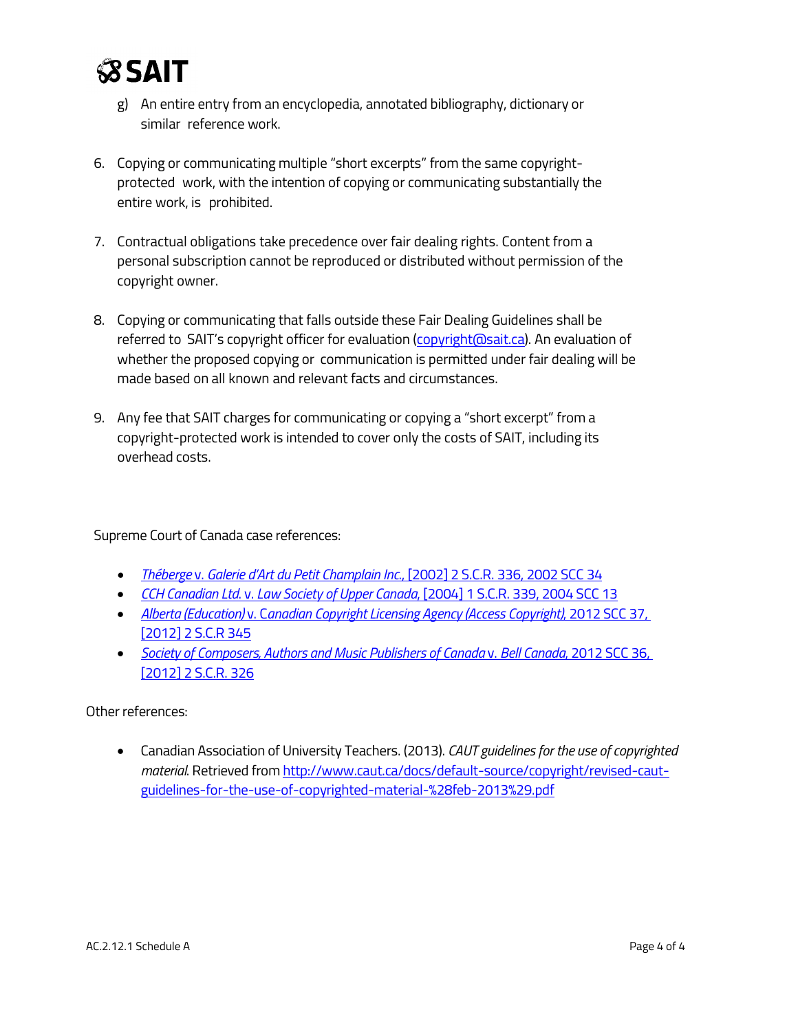g) An entire entry from an encyclopedia, annotated bibliography, dictionary or similar reference work.

6. Copying or communicating multiple "short excerpts" from the same copyright-protected work, with the intention of copying or communicating substantially the entire work, is prohibited.

7. Contractual obligations take precedence over fair dealing rights. Content from a personal subscription cannot be reproduced or distributed without permission of the copyright owner.

8. Copying or communicating that falls outside these Fair Dealing Guidelines shall be referred to SAIT's copyright officer for evaluation (copyright@sait.ca). An evaluation of whether the proposed copying or communication is permitted under fair dealing will be made based on all known and relevant facts and circumstances.

9. Any fee that SAIT charges for communicating or copying a "short excerpt" from a copyright-protected work is intended to cover only the costs of SAIT, including its overhead costs.

Supreme Court of Canada case references:

- *Théberge* v. *Galerie d'Art du Petit Champlain Inc.*, [2002] 2 S.C.R. 336, 2002 SCC 34
- *CCH Canadian Ltd.* v. *Law Society of Upper Canada*, [2004] 1 S.C.R. 339, 2004 SCC 13
- *Alberta (Education)* v. *Canadian Copyright Licensing Agency (Access Copyright)*, 2012 SCC 37, [2012] 2 S.C.R 345
- *Society of Composers, Authors and Music Publishers of Canada* v. *Bell Canada*, 2012 SCC 36, [2012] 2 S.C.R. 326

Other references:

- Canadian Association of University Teachers. (2013). *CAUT guidelines for the use of copyrighted material*. Retrieved from http://www.caut.ca/docs/default-source/copyright/revised-caut-guidelines-for-the-use-of-copyrighted-material-%28feb-2013%29.pdf